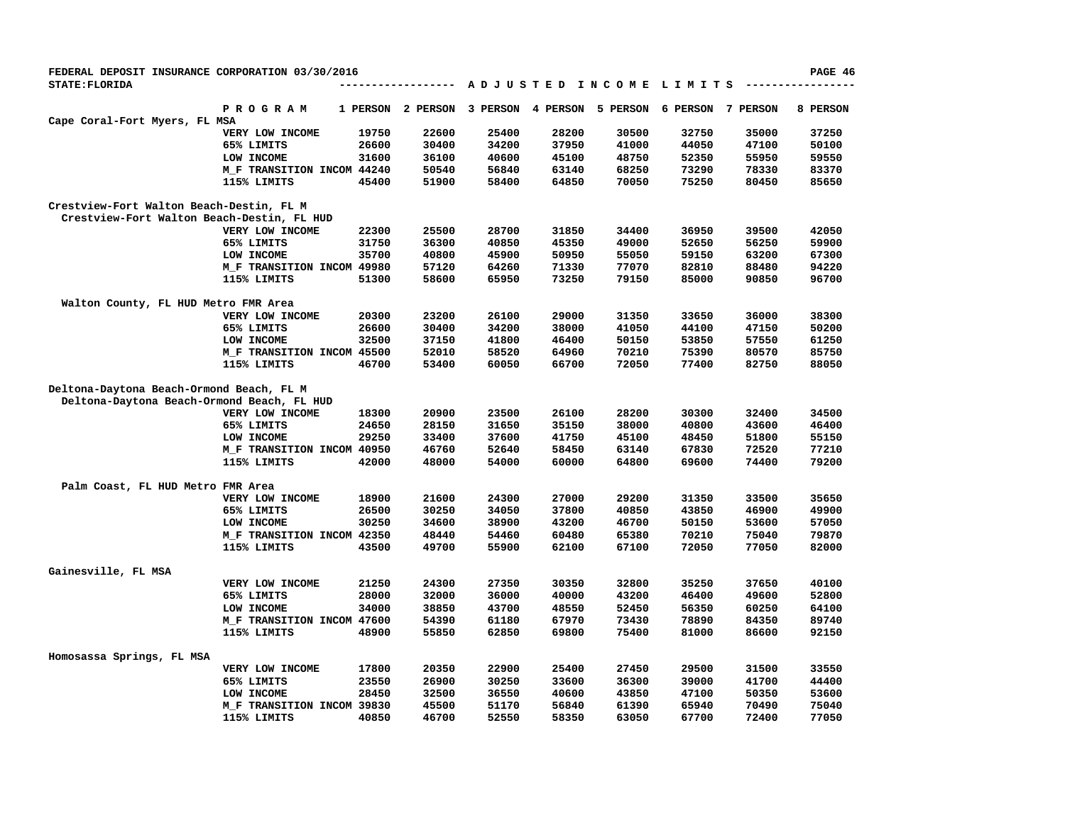FEDERAL DEPOSIT INSURANCE CORPORATION 03/30/2016

STATE:FLORIDA

## ADJUSTED INCOME LIMITS

| PROGRAM | 1 PERSON | 2 PERSON | 3 PERSON | 4 PERSON | 5 PERSON | 6 PERSON | 7 PERSON | 8 PERSON |
|---|---|---|---|---|---|---|---|---|
| **Cape Coral-Fort Myers, FL MSA** | | | | | | | | |
| VERY LOW INCOME | 19750 | 22600 | 25400 | 28200 | 30500 | 32750 | 35000 | 37250 |
| 65% LIMITS | 26600 | 30400 | 34200 | 37950 | 41000 | 44050 | 47100 | 50100 |
| LOW INCOME | 31600 | 36100 | 40600 | 45100 | 48750 | 52350 | 55950 | 59550 |
| M_F TRANSITION INCOM | 44240 | 50540 | 56840 | 63140 | 68250 | 73290 | 78330 | 83370 |
| 115% LIMITS | 45400 | 51900 | 58400 | 64850 | 70050 | 75250 | 80450 | 85650 |
| **Crestview-Fort Walton Beach-Destin, FL M** | | | | | | | | |
| **Crestview-Fort Walton Beach-Destin, FL HUD** | | | | | | | | |
| VERY LOW INCOME | 22300 | 25500 | 28700 | 31850 | 34400 | 36950 | 39500 | 42050 |
| 65% LIMITS | 31750 | 36300 | 40850 | 45350 | 49000 | 52650 | 56250 | 59900 |
| LOW INCOME | 35700 | 40800 | 45900 | 50950 | 55050 | 59150 | 63200 | 67300 |
| M_F TRANSITION INCOM | 49980 | 57120 | 64260 | 71330 | 77070 | 82810 | 88480 | 94220 |
| 115% LIMITS | 51300 | 58600 | 65950 | 73250 | 79150 | 85000 | 90850 | 96700 |
| **Walton County, FL HUD Metro FMR Area** | | | | | | | | |
| VERY LOW INCOME | 20300 | 23200 | 26100 | 29000 | 31350 | 33650 | 36000 | 38300 |
| 65% LIMITS | 26600 | 30400 | 34200 | 38000 | 41050 | 44100 | 47150 | 50200 |
| LOW INCOME | 32500 | 37150 | 41800 | 46400 | 50150 | 53850 | 57550 | 61250 |
| M_F TRANSITION INCOM | 45500 | 52010 | 58520 | 64960 | 70210 | 75390 | 80570 | 85750 |
| 115% LIMITS | 46700 | 53400 | 60050 | 66700 | 72050 | 77400 | 82750 | 88050 |
| **Deltona-Daytona Beach-Ormond Beach, FL M** | | | | | | | | |
| **Deltona-Daytona Beach-Ormond Beach, FL HUD** | | | | | | | | |
| VERY LOW INCOME | 18300 | 20900 | 23500 | 26100 | 28200 | 30300 | 32400 | 34500 |
| 65% LIMITS | 24650 | 28150 | 31650 | 35150 | 38000 | 40800 | 43600 | 46400 |
| LOW INCOME | 29250 | 33400 | 37600 | 41750 | 45100 | 48450 | 51800 | 55150 |
| M_F TRANSITION INCOM | 40950 | 46760 | 52640 | 58450 | 63140 | 67830 | 72520 | 77210 |
| 115% LIMITS | 42000 | 48000 | 54000 | 60000 | 64800 | 69600 | 74400 | 79200 |
| **Palm Coast, FL HUD Metro FMR Area** | | | | | | | | |
| VERY LOW INCOME | 18900 | 21600 | 24300 | 27000 | 29200 | 31350 | 33500 | 35650 |
| 65% LIMITS | 26500 | 30250 | 34050 | 37800 | 40850 | 43850 | 46900 | 49900 |
| LOW INCOME | 30250 | 34600 | 38900 | 43200 | 46700 | 50150 | 53600 | 57050 |
| M_F TRANSITION INCOM | 42350 | 48440 | 54460 | 60480 | 65380 | 70210 | 75040 | 79870 |
| 115% LIMITS | 43500 | 49700 | 55900 | 62100 | 67100 | 72050 | 77050 | 82000 |
| **Gainesville, FL MSA** | | | | | | | | |
| VERY LOW INCOME | 21250 | 24300 | 27350 | 30350 | 32800 | 35250 | 37650 | 40100 |
| 65% LIMITS | 28000 | 32000 | 36000 | 40000 | 43200 | 46400 | 49600 | 52800 |
| LOW INCOME | 34000 | 38850 | 43700 | 48550 | 52450 | 56350 | 60250 | 64100 |
| M_F TRANSITION INCOM | 47600 | 54390 | 61180 | 67970 | 73430 | 78890 | 84350 | 89740 |
| 115% LIMITS | 48900 | 55850 | 62850 | 69800 | 75400 | 81000 | 86600 | 92150 |
| **Homosassa Springs, FL MSA** | | | | | | | | |
| VERY LOW INCOME | 17800 | 20350 | 22900 | 25400 | 27450 | 29500 | 31500 | 33550 |
| 65% LIMITS | 23550 | 26900 | 30250 | 33600 | 36300 | 39000 | 41700 | 44400 |
| LOW INCOME | 28450 | 32500 | 36550 | 40600 | 43850 | 47100 | 50350 | 53600 |
| M_F TRANSITION INCOM | 39830 | 45500 | 51170 | 56840 | 61390 | 65940 | 70490 | 75040 |
| 115% LIMITS | 40850 | 46700 | 52550 | 58350 | 63050 | 67700 | 72400 | 77050 |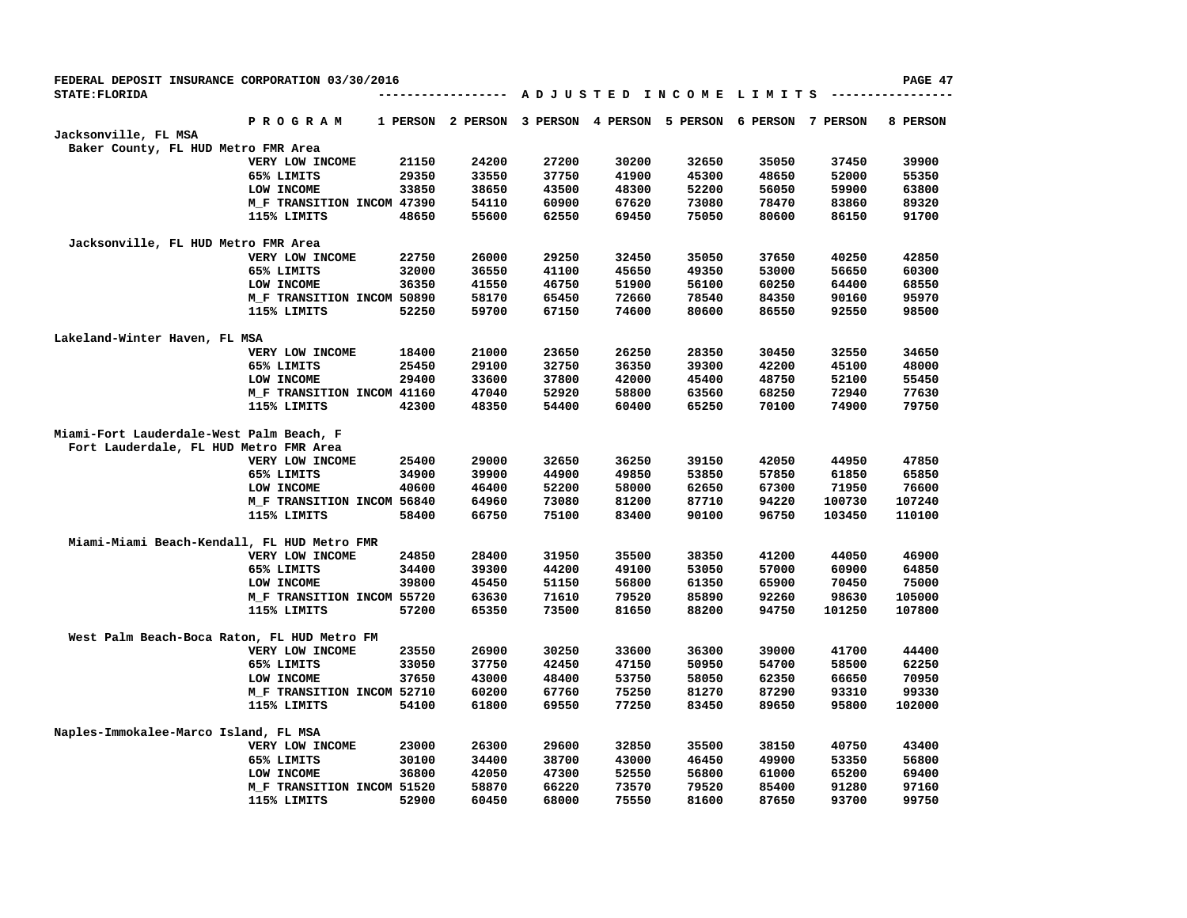FEDERAL DEPOSIT INSURANCE CORPORATION 03/30/2016

STATE:FLORIDA

## ADJUSTED INCOME LIMITS

| | PROGRAM | 1 PERSON | 2 PERSON | 3 PERSON | 4 PERSON | 5 PERSON | 6 PERSON | 7 PERSON | 8 PERSON |
|---|---|---|---|---|---|---|---|---|---|
| **Jacksonville, FL MSA** | | | | | | | | | |
| Baker County, FL HUD Metro FMR Area | | | | | | | | | |
| | VERY LOW INCOME | 21150 | 24200 | 27200 | 30200 | 32650 | 35050 | 37450 | 39900 |
| | 65% LIMITS | 29350 | 33550 | 37750 | 41900 | 45300 | 48650 | 52000 | 55350 |
| | LOW INCOME | 33850 | 38650 | 43500 | 48300 | 52200 | 56050 | 59900 | 63800 |
| | M_F TRANSITION INCOM | 47390 | 54110 | 60900 | 67620 | 73080 | 78470 | 83860 | 89320 |
| | 115% LIMITS | 48650 | 55600 | 62550 | 69450 | 75050 | 80600 | 86150 | 91700 |
| Jacksonville, FL HUD Metro FMR Area | | | | | | | | | |
| | VERY LOW INCOME | 22750 | 26000 | 29250 | 32450 | 35050 | 37650 | 40250 | 42850 |
| | 65% LIMITS | 32000 | 36550 | 41100 | 45650 | 49350 | 53000 | 56650 | 60300 |
| | LOW INCOME | 36350 | 41550 | 46750 | 51900 | 56100 | 60250 | 64400 | 68550 |
| | M_F TRANSITION INCOM | 50890 | 58170 | 65450 | 72660 | 78540 | 84350 | 90160 | 95970 |
| | 115% LIMITS | 52250 | 59700 | 67150 | 74600 | 80600 | 86550 | 92550 | 98500 |
| **Lakeland-Winter Haven, FL MSA** | | | | | | | | | |
| | VERY LOW INCOME | 18400 | 21000 | 23650 | 26250 | 28350 | 30450 | 32550 | 34650 |
| | 65% LIMITS | 25450 | 29100 | 32750 | 36350 | 39300 | 42200 | 45100 | 48000 |
| | LOW INCOME | 29400 | 33600 | 37800 | 42000 | 45400 | 48750 | 52100 | 55450 |
| | M_F TRANSITION INCOM | 41160 | 47040 | 52920 | 58800 | 63560 | 68250 | 72940 | 77630 |
| | 115% LIMITS | 42300 | 48350 | 54400 | 60400 | 65250 | 70100 | 74900 | 79750 |
| **Miami-Fort Lauderdale-West Palm Beach, F** | | | | | | | | | |
| Fort Lauderdale, FL HUD Metro FMR Area | | | | | | | | | |
| | VERY LOW INCOME | 25400 | 29000 | 32650 | 36250 | 39150 | 42050 | 44950 | 47850 |
| | 65% LIMITS | 34900 | 39900 | 44900 | 49850 | 53850 | 57850 | 61850 | 65850 |
| | LOW INCOME | 40600 | 46400 | 52200 | 58000 | 62650 | 67300 | 71950 | 76600 |
| | M_F TRANSITION INCOM | 56840 | 64960 | 73080 | 81200 | 87710 | 94220 | 100730 | 107240 |
| | 115% LIMITS | 58400 | 66750 | 75100 | 83400 | 90100 | 96750 | 103450 | 110100 |
| Miami-Miami Beach-Kendall, FL HUD Metro FMR | | | | | | | | | |
| | VERY LOW INCOME | 24850 | 28400 | 31950 | 35500 | 38350 | 41200 | 44050 | 46900 |
| | 65% LIMITS | 34400 | 39300 | 44200 | 49100 | 53050 | 57000 | 60900 | 64850 |
| | LOW INCOME | 39800 | 45450 | 51150 | 56800 | 61350 | 65900 | 70450 | 75000 |
| | M_F TRANSITION INCOM | 55720 | 63630 | 71610 | 79520 | 85890 | 92260 | 98630 | 105000 |
| | 115% LIMITS | 57200 | 65350 | 73500 | 81650 | 88200 | 94750 | 101250 | 107800 |
| West Palm Beach-Boca Raton, FL HUD Metro FM | | | | | | | | | |
| | VERY LOW INCOME | 23550 | 26900 | 30250 | 33600 | 36300 | 39000 | 41700 | 44400 |
| | 65% LIMITS | 33050 | 37750 | 42450 | 47150 | 50950 | 54700 | 58500 | 62250 |
| | LOW INCOME | 37650 | 43000 | 48400 | 53750 | 58050 | 62350 | 66650 | 70950 |
| | M_F TRANSITION INCOM | 52710 | 60200 | 67760 | 75250 | 81270 | 87290 | 93310 | 99330 |
| | 115% LIMITS | 54100 | 61800 | 69550 | 77250 | 83450 | 89650 | 95800 | 102000 |
| **Naples-Immokalee-Marco Island, FL MSA** | | | | | | | | | |
| | VERY LOW INCOME | 23000 | 26300 | 29600 | 32850 | 35500 | 38150 | 40750 | 43400 |
| | 65% LIMITS | 30100 | 34400 | 38700 | 43000 | 46450 | 49900 | 53350 | 56800 |
| | LOW INCOME | 36800 | 42050 | 47300 | 52550 | 56800 | 61000 | 65200 | 69400 |
| | M_F TRANSITION INCOM | 51520 | 58870 | 66220 | 73570 | 79520 | 85400 | 91280 | 97160 |
| | 115% LIMITS | 52900 | 60450 | 68000 | 75550 | 81600 | 87650 | 93700 | 99750 |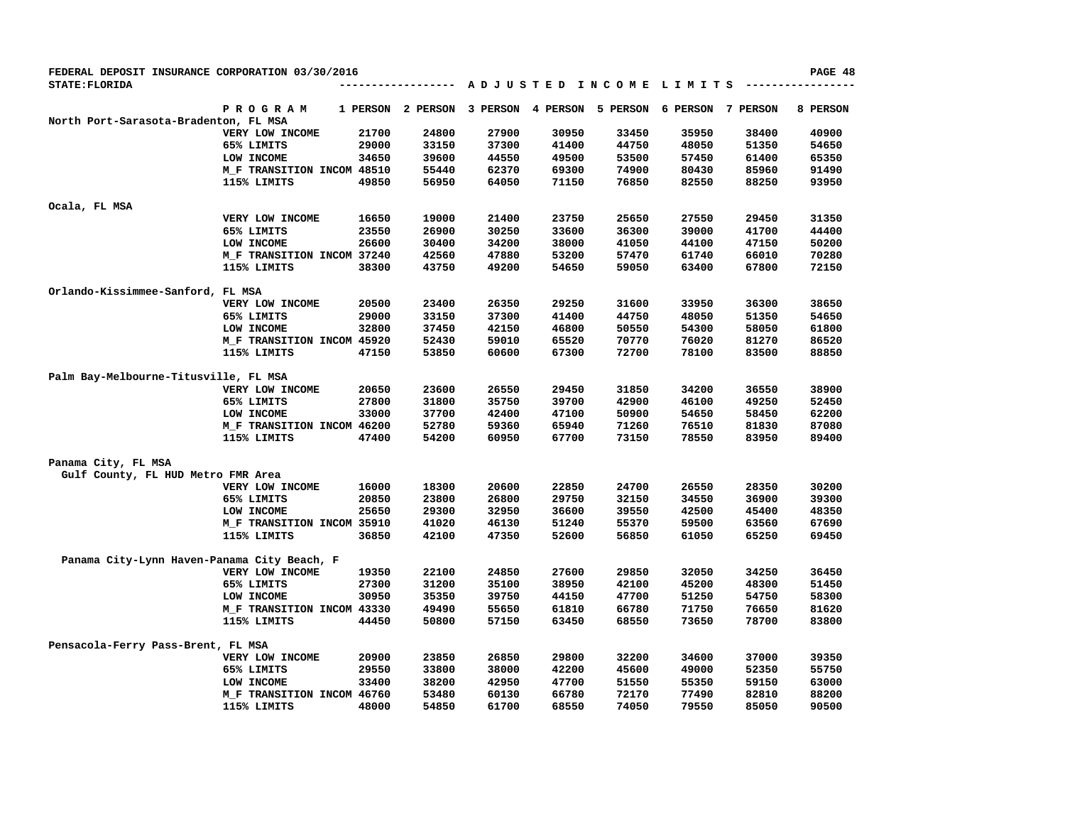FEDERAL DEPOSIT INSURANCE CORPORATION 03/30/2016

STATE:FLORIDA

## ADJUSTED INCOME LIMITS

| | PROGRAM | 1 PERSON | 2 PERSON | 3 PERSON | 4 PERSON | 5 PERSON | 6 PERSON | 7 PERSON | 8 PERSON |
|---|---|---|---|---|---|---|---|---|---|
| North Port-Sarasota-Bradenton, FL MSA | | | | | | | | | |
| | VERY LOW INCOME | 21700 | 24800 | 27900 | 30950 | 33450 | 35950 | 38400 | 40900 |
| | 65% LIMITS | 29000 | 33150 | 37300 | 41400 | 44750 | 48050 | 51350 | 54650 |
| | LOW INCOME | 34650 | 39600 | 44550 | 49500 | 53500 | 57450 | 61400 | 65350 |
| | M_F TRANSITION INCOM | 48510 | 55440 | 62370 | 69300 | 74900 | 80430 | 85960 | 91490 |
| | 115% LIMITS | 49850 | 56950 | 64050 | 71150 | 76850 | 82550 | 88250 | 93950 |
| Ocala, FL MSA | | | | | | | | | |
| | VERY LOW INCOME | 16650 | 19000 | 21400 | 23750 | 25650 | 27550 | 29450 | 31350 |
| | 65% LIMITS | 23550 | 26900 | 30250 | 33600 | 36300 | 39000 | 41700 | 44400 |
| | LOW INCOME | 26600 | 30400 | 34200 | 38000 | 41050 | 44100 | 47150 | 50200 |
| | M_F TRANSITION INCOM | 37240 | 42560 | 47880 | 53200 | 57470 | 61740 | 66010 | 70280 |
| | 115% LIMITS | 38300 | 43750 | 49200 | 54650 | 59050 | 63400 | 67800 | 72150 |
| Orlando-Kissimmee-Sanford, FL MSA | | | | | | | | | |
| | VERY LOW INCOME | 20500 | 23400 | 26350 | 29250 | 31600 | 33950 | 36300 | 38650 |
| | 65% LIMITS | 29000 | 33150 | 37300 | 41400 | 44750 | 48050 | 51350 | 54650 |
| | LOW INCOME | 32800 | 37450 | 42150 | 46800 | 50550 | 54300 | 58050 | 61800 |
| | M_F TRANSITION INCOM | 45920 | 52430 | 59010 | 65520 | 70770 | 76020 | 81270 | 86520 |
| | 115% LIMITS | 47150 | 53850 | 60600 | 67300 | 72700 | 78100 | 83500 | 88850 |
| Palm Bay-Melbourne-Titusville, FL MSA | | | | | | | | | |
| | VERY LOW INCOME | 20650 | 23600 | 26550 | 29450 | 31850 | 34200 | 36550 | 38900 |
| | 65% LIMITS | 27800 | 31800 | 35750 | 39700 | 42900 | 46100 | 49250 | 52450 |
| | LOW INCOME | 33000 | 37700 | 42400 | 47100 | 50900 | 54650 | 58450 | 62200 |
| | M_F TRANSITION INCOM | 46200 | 52780 | 59360 | 65940 | 71260 | 76510 | 81830 | 87080 |
| | 115% LIMITS | 47400 | 54200 | 60950 | 67700 | 73150 | 78550 | 83950 | 89400 |
| Panama City, FL MSA | | | | | | | | | |
| Gulf County, FL HUD Metro FMR Area | | | | | | | | | |
| | VERY LOW INCOME | 16000 | 18300 | 20600 | 22850 | 24700 | 26550 | 28350 | 30200 |
| | 65% LIMITS | 20850 | 23800 | 26800 | 29750 | 32150 | 34550 | 36900 | 39300 |
| | LOW INCOME | 25650 | 29300 | 32950 | 36600 | 39550 | 42500 | 45400 | 48350 |
| | M_F TRANSITION INCOM | 35910 | 41020 | 46130 | 51240 | 55370 | 59500 | 63560 | 67690 |
| | 115% LIMITS | 36850 | 42100 | 47350 | 52600 | 56850 | 61050 | 65250 | 69450 |
| Panama City-Lynn Haven-Panama City Beach, F | | | | | | | | | |
| | VERY LOW INCOME | 19350 | 22100 | 24850 | 27600 | 29850 | 32050 | 34250 | 36450 |
| | 65% LIMITS | 27300 | 31200 | 35100 | 38950 | 42100 | 45200 | 48300 | 51450 |
| | LOW INCOME | 30950 | 35350 | 39750 | 44150 | 47700 | 51250 | 54750 | 58300 |
| | M_F TRANSITION INCOM | 43330 | 49490 | 55650 | 61810 | 66780 | 71750 | 76650 | 81620 |
| | 115% LIMITS | 44450 | 50800 | 57150 | 63450 | 68550 | 73650 | 78700 | 83800 |
| Pensacola-Ferry Pass-Brent, FL MSA | | | | | | | | | |
| | VERY LOW INCOME | 20900 | 23850 | 26850 | 29800 | 32200 | 34600 | 37000 | 39350 |
| | 65% LIMITS | 29550 | 33800 | 38000 | 42200 | 45600 | 49000 | 52350 | 55750 |
| | LOW INCOME | 33400 | 38200 | 42950 | 47700 | 51550 | 55350 | 59150 | 63000 |
| | M_F TRANSITION INCOM | 46760 | 53480 | 60130 | 66780 | 72170 | 77490 | 82810 | 88200 |
| | 115% LIMITS | 48000 | 54850 | 61700 | 68550 | 74050 | 79550 | 85050 | 90500 |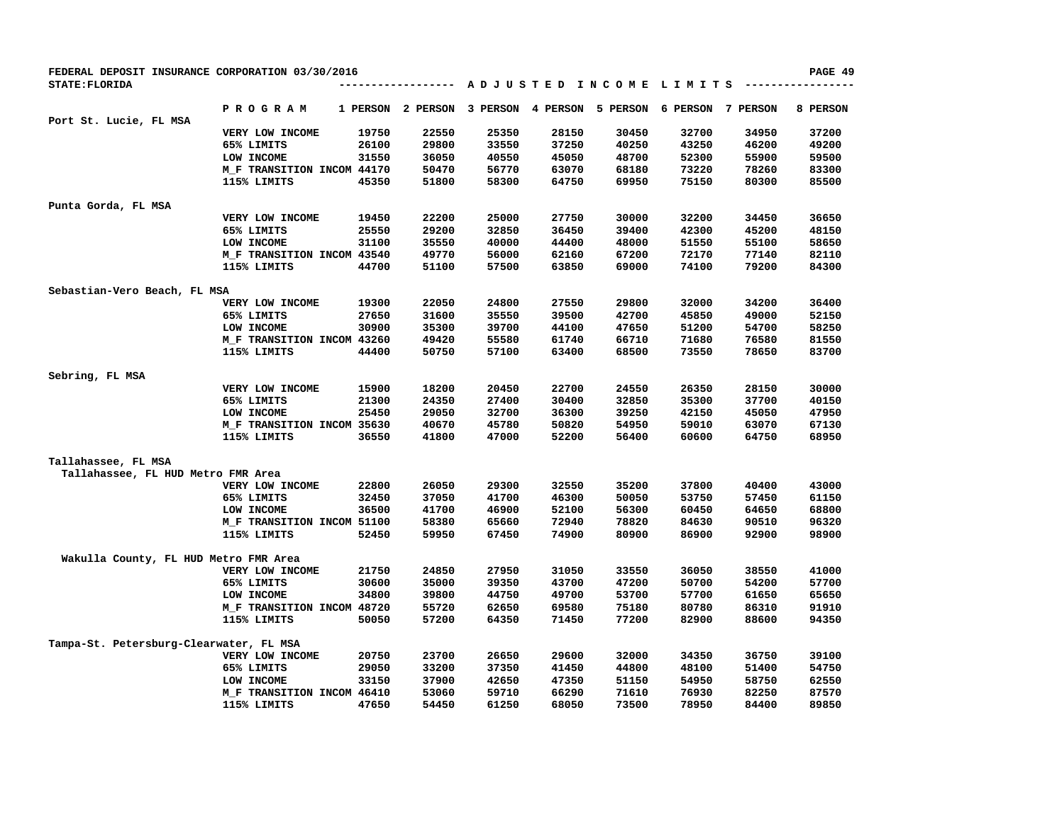FEDERAL DEPOSIT INSURANCE CORPORATION 03/30/2016

STATE:FLORIDA

ADJUSTED INCOME LIMITS

| | PROGRAM | 1 PERSON | 2 PERSON | 3 PERSON | 4 PERSON | 5 PERSON | 6 PERSON | 7 PERSON | 8 PERSON |
|---|---|---|---|---|---|---|---|---|---|
| **Port St. Lucie, FL MSA** | | | | | | | | | |
| | VERY LOW INCOME | 19750 | 22550 | 25350 | 28150 | 30450 | 32700 | 34950 | 37200 |
| | 65% LIMITS | 26100 | 29800 | 33550 | 37250 | 40250 | 43250 | 46200 | 49200 |
| | LOW INCOME | 31550 | 36050 | 40550 | 45050 | 48700 | 52300 | 55900 | 59500 |
| | M_F TRANSITION INCOM | 44170 | 50470 | 56770 | 63070 | 68180 | 73220 | 78260 | 83300 |
| | 115% LIMITS | 45350 | 51800 | 58300 | 64750 | 69950 | 75150 | 80300 | 85500 |
| **Punta Gorda, FL MSA** | | | | | | | | | |
| | VERY LOW INCOME | 19450 | 22200 | 25000 | 27750 | 30000 | 32200 | 34450 | 36650 |
| | 65% LIMITS | 25550 | 29200 | 32850 | 36450 | 39400 | 42300 | 45200 | 48150 |
| | LOW INCOME | 31100 | 35550 | 40000 | 44400 | 48000 | 51550 | 55100 | 58650 |
| | M_F TRANSITION INCOM | 43540 | 49770 | 56000 | 62160 | 67200 | 72170 | 77140 | 82110 |
| | 115% LIMITS | 44700 | 51100 | 57500 | 63850 | 69000 | 74100 | 79200 | 84300 |
| **Sebastian-Vero Beach, FL MSA** | | | | | | | | | |
| | VERY LOW INCOME | 19300 | 22050 | 24800 | 27550 | 29800 | 32000 | 34200 | 36400 |
| | 65% LIMITS | 27650 | 31600 | 35550 | 39500 | 42700 | 45850 | 49000 | 52150 |
| | LOW INCOME | 30900 | 35300 | 39700 | 44100 | 47650 | 51200 | 54700 | 58250 |
| | M_F TRANSITION INCOM | 43260 | 49420 | 55580 | 61740 | 66710 | 71680 | 76580 | 81550 |
| | 115% LIMITS | 44400 | 50750 | 57100 | 63400 | 68500 | 73550 | 78650 | 83700 |
| **Sebring, FL MSA** | | | | | | | | | |
| | VERY LOW INCOME | 15900 | 18200 | 20450 | 22700 | 24550 | 26350 | 28150 | 30000 |
| | 65% LIMITS | 21300 | 24350 | 27400 | 30400 | 32850 | 35300 | 37700 | 40150 |
| | LOW INCOME | 25450 | 29050 | 32700 | 36300 | 39250 | 42150 | 45050 | 47950 |
| | M_F TRANSITION INCOM | 35630 | 40670 | 45780 | 50820 | 54950 | 59010 | 63070 | 67130 |
| | 115% LIMITS | 36550 | 41800 | 47000 | 52200 | 56400 | 60600 | 64750 | 68950 |
| **Tallahassee, FL MSA** | | | | | | | | | |
| **Tallahassee, FL HUD Metro FMR Area** | | | | | | | | | |
| | VERY LOW INCOME | 22800 | 26050 | 29300 | 32550 | 35200 | 37800 | 40400 | 43000 |
| | 65% LIMITS | 32450 | 37050 | 41700 | 46300 | 50050 | 53750 | 57450 | 61150 |
| | LOW INCOME | 36500 | 41700 | 46900 | 52100 | 56300 | 60450 | 64650 | 68800 |
| | M_F TRANSITION INCOM | 51100 | 58380 | 65660 | 72940 | 78820 | 84630 | 90510 | 96320 |
| | 115% LIMITS | 52450 | 59950 | 67450 | 74900 | 80900 | 86900 | 92900 | 98900 |
| **Wakulla County, FL HUD Metro FMR Area** | | | | | | | | | |
| | VERY LOW INCOME | 21750 | 24850 | 27950 | 31050 | 33550 | 36050 | 38550 | 41000 |
| | 65% LIMITS | 30600 | 35000 | 39350 | 43700 | 47200 | 50700 | 54200 | 57700 |
| | LOW INCOME | 34800 | 39800 | 44750 | 49700 | 53700 | 57700 | 61650 | 65650 |
| | M_F TRANSITION INCOM | 48720 | 55720 | 62650 | 69580 | 75180 | 80780 | 86310 | 91910 |
| | 115% LIMITS | 50050 | 57200 | 64350 | 71450 | 77200 | 82900 | 88600 | 94350 |
| **Tampa-St. Petersburg-Clearwater, FL MSA** | | | | | | | | | |
| | VERY LOW INCOME | 20750 | 23700 | 26650 | 29600 | 32000 | 34350 | 36750 | 39100 |
| | 65% LIMITS | 29050 | 33200 | 37350 | 41450 | 44800 | 48100 | 51400 | 54750 |
| | LOW INCOME | 33150 | 37900 | 42650 | 47350 | 51150 | 54950 | 58750 | 62550 |
| | M_F TRANSITION INCOM | 46410 | 53060 | 59710 | 66290 | 71610 | 76930 | 82250 | 87570 |
| | 115% LIMITS | 47650 | 54450 | 61250 | 68050 | 73500 | 78950 | 84400 | 89850 |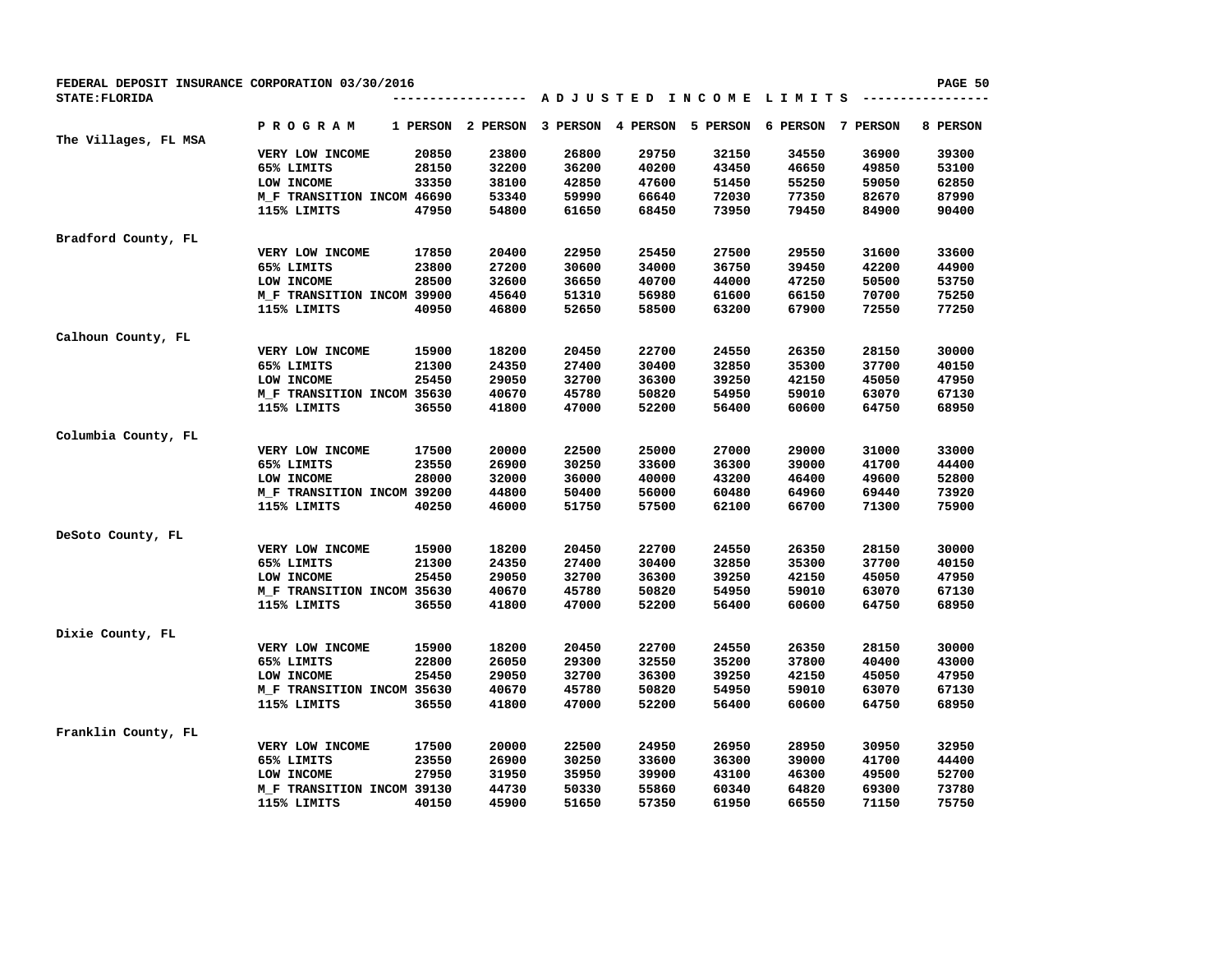FEDERAL DEPOSIT INSURANCE CORPORATION 03/30/2016

STATE:FLORIDA

ADJUSTED INCOME LIMITS

| | PROGRAM | 1 PERSON | 2 PERSON | 3 PERSON | 4 PERSON | 5 PERSON | 6 PERSON | 7 PERSON | 8 PERSON |
|---|---|---|---|---|---|---|---|---|---|
| The Villages, FL MSA | | | | | | | | | |
| | VERY LOW INCOME | 20850 | 23800 | 26800 | 29750 | 32150 | 34550 | 36900 | 39300 |
| | 65% LIMITS | 28150 | 32200 | 36200 | 40200 | 43450 | 46650 | 49850 | 53100 |
| | LOW INCOME | 33350 | 38100 | 42850 | 47600 | 51450 | 55250 | 59050 | 62850 |
| | M_F TRANSITION INCOM | 46690 | 53340 | 59990 | 66640 | 72030 | 77350 | 82670 | 87990 |
| | 115% LIMITS | 47950 | 54800 | 61650 | 68450 | 73950 | 79450 | 84900 | 90400 |
| Bradford County, FL | | | | | | | | | |
| | VERY LOW INCOME | 17850 | 20400 | 22950 | 25450 | 27500 | 29550 | 31600 | 33600 |
| | 65% LIMITS | 23800 | 27200 | 30600 | 34000 | 36750 | 39450 | 42200 | 44900 |
| | LOW INCOME | 28500 | 32600 | 36650 | 40700 | 44000 | 47250 | 50500 | 53750 |
| | M_F TRANSITION INCOM | 39900 | 45640 | 51310 | 56980 | 61600 | 66150 | 70700 | 75250 |
| | 115% LIMITS | 40950 | 46800 | 52650 | 58500 | 63200 | 67900 | 72550 | 77250 |
| Calhoun County, FL | | | | | | | | | |
| | VERY LOW INCOME | 15900 | 18200 | 20450 | 22700 | 24550 | 26350 | 28150 | 30000 |
| | 65% LIMITS | 21300 | 24350 | 27400 | 30400 | 32850 | 35300 | 37700 | 40150 |
| | LOW INCOME | 25450 | 29050 | 32700 | 36300 | 39250 | 42150 | 45050 | 47950 |
| | M_F TRANSITION INCOM | 35630 | 40670 | 45780 | 50820 | 54950 | 59010 | 63070 | 67130 |
| | 115% LIMITS | 36550 | 41800 | 47000 | 52200 | 56400 | 60600 | 64750 | 68950 |
| Columbia County, FL | | | | | | | | | |
| | VERY LOW INCOME | 17500 | 20000 | 22500 | 25000 | 27000 | 29000 | 31000 | 33000 |
| | 65% LIMITS | 23550 | 26900 | 30250 | 33600 | 36300 | 39000 | 41700 | 44400 |
| | LOW INCOME | 28000 | 32000 | 36000 | 40000 | 43200 | 46400 | 49600 | 52800 |
| | M_F TRANSITION INCOM | 39200 | 44800 | 50400 | 56000 | 60480 | 64960 | 69440 | 73920 |
| | 115% LIMITS | 40250 | 46000 | 51750 | 57500 | 62100 | 66700 | 71300 | 75900 |
| DeSoto County, FL | | | | | | | | | |
| | VERY LOW INCOME | 15900 | 18200 | 20450 | 22700 | 24550 | 26350 | 28150 | 30000 |
| | 65% LIMITS | 21300 | 24350 | 27400 | 30400 | 32850 | 35300 | 37700 | 40150 |
| | LOW INCOME | 25450 | 29050 | 32700 | 36300 | 39250 | 42150 | 45050 | 47950 |
| | M_F TRANSITION INCOM | 35630 | 40670 | 45780 | 50820 | 54950 | 59010 | 63070 | 67130 |
| | 115% LIMITS | 36550 | 41800 | 47000 | 52200 | 56400 | 60600 | 64750 | 68950 |
| Dixie County, FL | | | | | | | | | |
| | VERY LOW INCOME | 15900 | 18200 | 20450 | 22700 | 24550 | 26350 | 28150 | 30000 |
| | 65% LIMITS | 22800 | 26050 | 29300 | 32550 | 35200 | 37800 | 40400 | 43000 |
| | LOW INCOME | 25450 | 29050 | 32700 | 36300 | 39250 | 42150 | 45050 | 47950 |
| | M_F TRANSITION INCOM | 35630 | 40670 | 45780 | 50820 | 54950 | 59010 | 63070 | 67130 |
| | 115% LIMITS | 36550 | 41800 | 47000 | 52200 | 56400 | 60600 | 64750 | 68950 |
| Franklin County, FL | | | | | | | | | |
| | VERY LOW INCOME | 17500 | 20000 | 22500 | 24950 | 26950 | 28950 | 30950 | 32950 |
| | 65% LIMITS | 23550 | 26900 | 30250 | 33600 | 36300 | 39000 | 41700 | 44400 |
| | LOW INCOME | 27950 | 31950 | 35950 | 39900 | 43100 | 46300 | 49500 | 52700 |
| | M_F TRANSITION INCOM | 39130 | 44730 | 50330 | 55860 | 60340 | 64820 | 69300 | 73780 |
| | 115% LIMITS | 40150 | 45900 | 51650 | 57350 | 61950 | 66550 | 71150 | 75750 |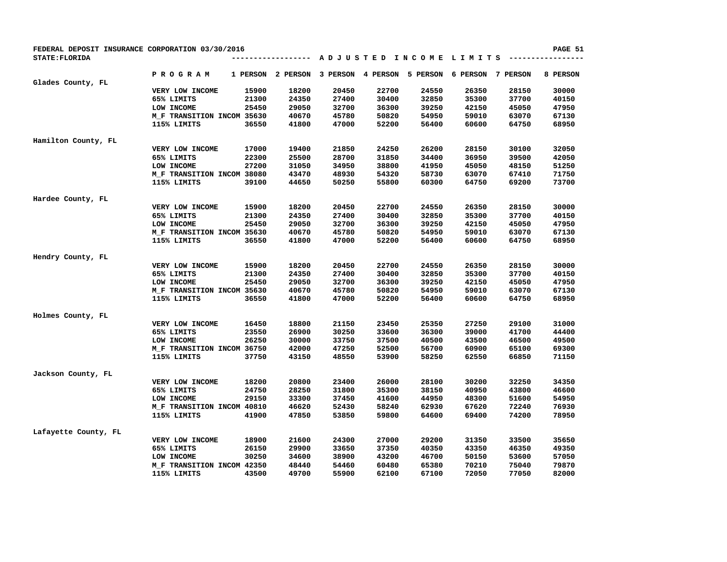FEDERAL DEPOSIT INSURANCE CORPORATION 03/30/2016

STATE:FLORIDA

## ADJUSTED INCOME LIMITS

| County | PROGRAM | 1 PERSON | 2 PERSON | 3 PERSON | 4 PERSON | 5 PERSON | 6 PERSON | 7 PERSON | 8 PERSON |
|---|---|---|---|---|---|---|---|---|---|
| Glades County, FL | | | | | | | | | |
| | VERY LOW INCOME | 15900 | 18200 | 20450 | 22700 | 24550 | 26350 | 28150 | 30000 |
| | 65% LIMITS | 21300 | 24350 | 27400 | 30400 | 32850 | 35300 | 37700 | 40150 |
| | LOW INCOME | 25450 | 29050 | 32700 | 36300 | 39250 | 42150 | 45050 | 47950 |
| | M_F TRANSITION INCOM | 35630 | 40670 | 45780 | 50820 | 54950 | 59010 | 63070 | 67130 |
| | 115% LIMITS | 36550 | 41800 | 47000 | 52200 | 56400 | 60600 | 64750 | 68950 |
| Hamilton County, FL | | | | | | | | | |
| | VERY LOW INCOME | 17000 | 19400 | 21850 | 24250 | 26200 | 28150 | 30100 | 32050 |
| | 65% LIMITS | 22300 | 25500 | 28700 | 31850 | 34400 | 36950 | 39500 | 42050 |
| | LOW INCOME | 27200 | 31050 | 34950 | 38800 | 41950 | 45050 | 48150 | 51250 |
| | M_F TRANSITION INCOM | 38080 | 43470 | 48930 | 54320 | 58730 | 63070 | 67410 | 71750 |
| | 115% LIMITS | 39100 | 44650 | 50250 | 55800 | 60300 | 64750 | 69200 | 73700 |
| Hardee County, FL | | | | | | | | | |
| | VERY LOW INCOME | 15900 | 18200 | 20450 | 22700 | 24550 | 26350 | 28150 | 30000 |
| | 65% LIMITS | 21300 | 24350 | 27400 | 30400 | 32850 | 35300 | 37700 | 40150 |
| | LOW INCOME | 25450 | 29050 | 32700 | 36300 | 39250 | 42150 | 45050 | 47950 |
| | M_F TRANSITION INCOM | 35630 | 40670 | 45780 | 50820 | 54950 | 59010 | 63070 | 67130 |
| | 115% LIMITS | 36550 | 41800 | 47000 | 52200 | 56400 | 60600 | 64750 | 68950 |
| Hendry County, FL | | | | | | | | | |
| | VERY LOW INCOME | 15900 | 18200 | 20450 | 22700 | 24550 | 26350 | 28150 | 30000 |
| | 65% LIMITS | 21300 | 24350 | 27400 | 30400 | 32850 | 35300 | 37700 | 40150 |
| | LOW INCOME | 25450 | 29050 | 32700 | 36300 | 39250 | 42150 | 45050 | 47950 |
| | M_F TRANSITION INCOM | 35630 | 40670 | 45780 | 50820 | 54950 | 59010 | 63070 | 67130 |
| | 115% LIMITS | 36550 | 41800 | 47000 | 52200 | 56400 | 60600 | 64750 | 68950 |
| Holmes County, FL | | | | | | | | | |
| | VERY LOW INCOME | 16450 | 18800 | 21150 | 23450 | 25350 | 27250 | 29100 | 31000 |
| | 65% LIMITS | 23550 | 26900 | 30250 | 33600 | 36300 | 39000 | 41700 | 44400 |
| | LOW INCOME | 26250 | 30000 | 33750 | 37500 | 40500 | 43500 | 46500 | 49500 |
| | M_F TRANSITION INCOM | 36750 | 42000 | 47250 | 52500 | 56700 | 60900 | 65100 | 69300 |
| | 115% LIMITS | 37750 | 43150 | 48550 | 53900 | 58250 | 62550 | 66850 | 71150 |
| Jackson County, FL | | | | | | | | | |
| | VERY LOW INCOME | 18200 | 20800 | 23400 | 26000 | 28100 | 30200 | 32250 | 34350 |
| | 65% LIMITS | 24750 | 28250 | 31800 | 35300 | 38150 | 40950 | 43800 | 46600 |
| | LOW INCOME | 29150 | 33300 | 37450 | 41600 | 44950 | 48300 | 51600 | 54950 |
| | M_F TRANSITION INCOM | 40810 | 46620 | 52430 | 58240 | 62930 | 67620 | 72240 | 76930 |
| | 115% LIMITS | 41900 | 47850 | 53850 | 59800 | 64600 | 69400 | 74200 | 78950 |
| Lafayette County, FL | | | | | | | | | |
| | VERY LOW INCOME | 18900 | 21600 | 24300 | 27000 | 29200 | 31350 | 33500 | 35650 |
| | 65% LIMITS | 26150 | 29900 | 33650 | 37350 | 40350 | 43350 | 46350 | 49350 |
| | LOW INCOME | 30250 | 34600 | 38900 | 43200 | 46700 | 50150 | 53600 | 57050 |
| | M_F TRANSITION INCOM | 42350 | 48440 | 54460 | 60480 | 65380 | 70210 | 75040 | 79870 |
| | 115% LIMITS | 43500 | 49700 | 55900 | 62100 | 67100 | 72050 | 77050 | 82000 |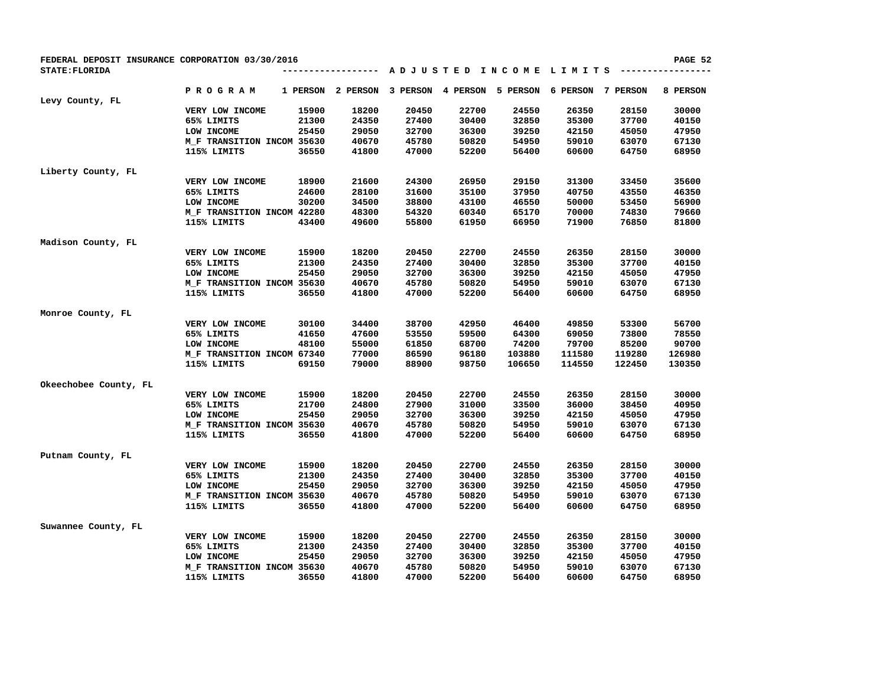FEDERAL DEPOSIT INSURANCE CORPORATION 03/30/2016

STATE:FLORIDA

## ADJUSTED INCOME LIMITS

| County | PROGRAM | 1 PERSON | 2 PERSON | 3 PERSON | 4 PERSON | 5 PERSON | 6 PERSON | 7 PERSON | 8 PERSON |
|---|---|---|---|---|---|---|---|---|---|
| Levy County, FL | | | | | | | | | |
| | VERY LOW INCOME | 15900 | 18200 | 20450 | 22700 | 24550 | 26350 | 28150 | 30000 |
| | 65% LIMITS | 21300 | 24350 | 27400 | 30400 | 32850 | 35300 | 37700 | 40150 |
| | LOW INCOME | 25450 | 29050 | 32700 | 36300 | 39250 | 42150 | 45050 | 47950 |
| | M_F TRANSITION INCOM | 35630 | 40670 | 45780 | 50820 | 54950 | 59010 | 63070 | 67130 |
| | 115% LIMITS | 36550 | 41800 | 47000 | 52200 | 56400 | 60600 | 64750 | 68950 |
| Liberty County, FL | | | | | | | | | |
| | VERY LOW INCOME | 18900 | 21600 | 24300 | 26950 | 29150 | 31300 | 33450 | 35600 |
| | 65% LIMITS | 24600 | 28100 | 31600 | 35100 | 37950 | 40750 | 43550 | 46350 |
| | LOW INCOME | 30200 | 34500 | 38800 | 43100 | 46550 | 50000 | 53450 | 56900 |
| | M_F TRANSITION INCOM | 42280 | 48300 | 54320 | 60340 | 65170 | 70000 | 74830 | 79660 |
| | 115% LIMITS | 43400 | 49600 | 55800 | 61950 | 66950 | 71900 | 76850 | 81800 |
| Madison County, FL | | | | | | | | | |
| | VERY LOW INCOME | 15900 | 18200 | 20450 | 22700 | 24550 | 26350 | 28150 | 30000 |
| | 65% LIMITS | 21300 | 24350 | 27400 | 30400 | 32850 | 35300 | 37700 | 40150 |
| | LOW INCOME | 25450 | 29050 | 32700 | 36300 | 39250 | 42150 | 45050 | 47950 |
| | M_F TRANSITION INCOM | 35630 | 40670 | 45780 | 50820 | 54950 | 59010 | 63070 | 67130 |
| | 115% LIMITS | 36550 | 41800 | 47000 | 52200 | 56400 | 60600 | 64750 | 68950 |
| Monroe County, FL | | | | | | | | | |
| | VERY LOW INCOME | 30100 | 34400 | 38700 | 42950 | 46400 | 49850 | 53300 | 56700 |
| | 65% LIMITS | 41650 | 47600 | 53550 | 59500 | 64300 | 69050 | 73800 | 78550 |
| | LOW INCOME | 48100 | 55000 | 61850 | 68700 | 74200 | 79700 | 85200 | 90700 |
| | M_F TRANSITION INCOM | 67340 | 77000 | 86590 | 96180 | 103880 | 111580 | 119280 | 126980 |
| | 115% LIMITS | 69150 | 79000 | 88900 | 98750 | 106650 | 114550 | 122450 | 130350 |
| Okeechobee County, FL | | | | | | | | | |
| | VERY LOW INCOME | 15900 | 18200 | 20450 | 22700 | 24550 | 26350 | 28150 | 30000 |
| | 65% LIMITS | 21700 | 24800 | 27900 | 31000 | 33500 | 36000 | 38450 | 40950 |
| | LOW INCOME | 25450 | 29050 | 32700 | 36300 | 39250 | 42150 | 45050 | 47950 |
| | M_F TRANSITION INCOM | 35630 | 40670 | 45780 | 50820 | 54950 | 59010 | 63070 | 67130 |
| | 115% LIMITS | 36550 | 41800 | 47000 | 52200 | 56400 | 60600 | 64750 | 68950 |
| Putnam County, FL | | | | | | | | | |
| | VERY LOW INCOME | 15900 | 18200 | 20450 | 22700 | 24550 | 26350 | 28150 | 30000 |
| | 65% LIMITS | 21300 | 24350 | 27400 | 30400 | 32850 | 35300 | 37700 | 40150 |
| | LOW INCOME | 25450 | 29050 | 32700 | 36300 | 39250 | 42150 | 45050 | 47950 |
| | M_F TRANSITION INCOM | 35630 | 40670 | 45780 | 50820 | 54950 | 59010 | 63070 | 67130 |
| | 115% LIMITS | 36550 | 41800 | 47000 | 52200 | 56400 | 60600 | 64750 | 68950 |
| Suwannee County, FL | | | | | | | | | |
| | VERY LOW INCOME | 15900 | 18200 | 20450 | 22700 | 24550 | 26350 | 28150 | 30000 |
| | 65% LIMITS | 21300 | 24350 | 27400 | 30400 | 32850 | 35300 | 37700 | 40150 |
| | LOW INCOME | 25450 | 29050 | 32700 | 36300 | 39250 | 42150 | 45050 | 47950 |
| | M_F TRANSITION INCOM | 35630 | 40670 | 45780 | 50820 | 54950 | 59010 | 63070 | 67130 |
| | 115% LIMITS | 36550 | 41800 | 47000 | 52200 | 56400 | 60600 | 64750 | 68950 |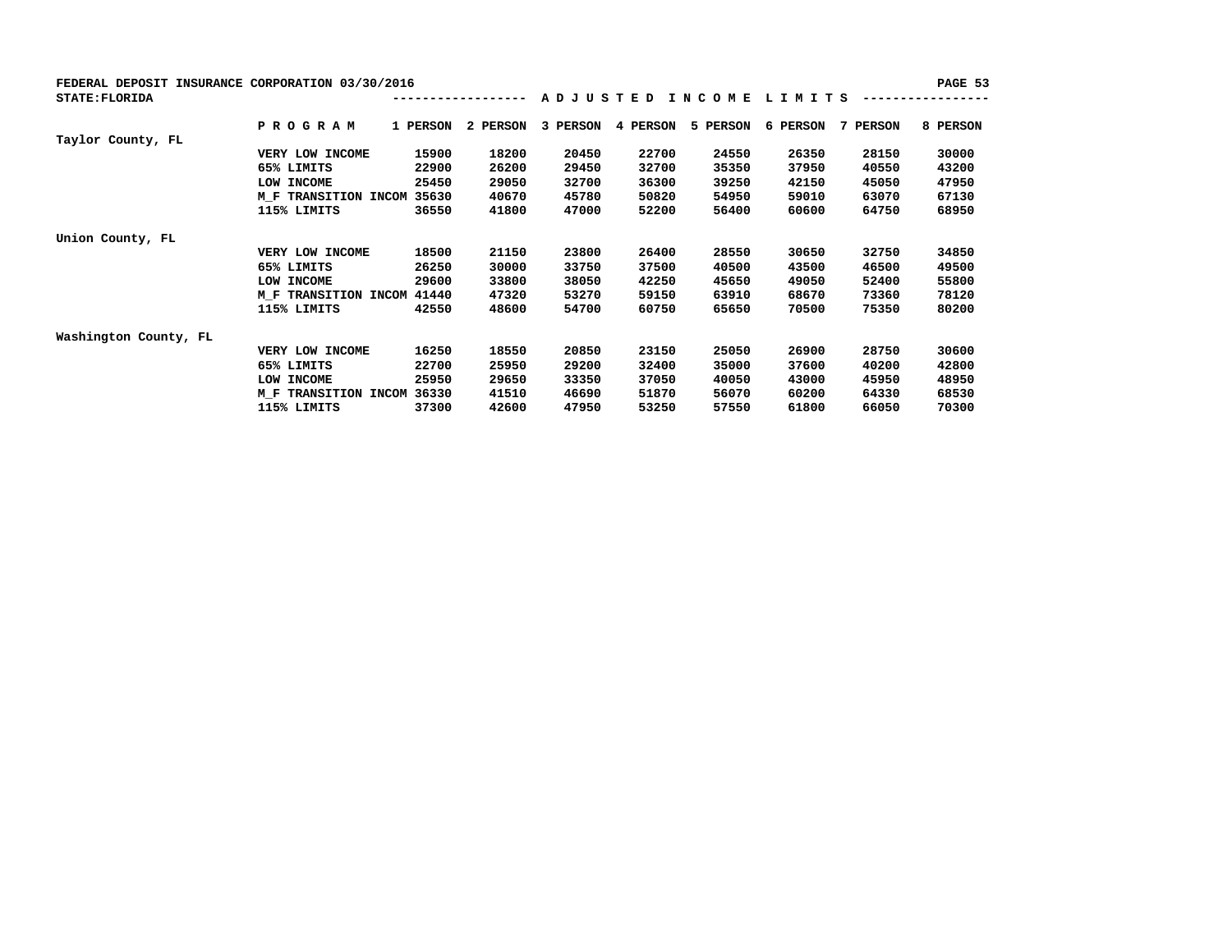FEDERAL DEPOSIT INSURANCE CORPORATION 03/30/2016

STATE:FLORIDA

## A D J U S T E D   I N C O M E   L I M I T S

| | P R O G R A M | 1 PERSON | 2 PERSON | 3 PERSON | 4 PERSON | 5 PERSON | 6 PERSON | 7 PERSON | 8 PERSON |
|---|---|---|---|---|---|---|---|---|---|
| Taylor County, FL | | | | | | | | | |
| | VERY LOW INCOME | 15900 | 18200 | 20450 | 22700 | 24550 | 26350 | 28150 | 30000 |
| | 65% LIMITS | 22900 | 26200 | 29450 | 32700 | 35350 | 37950 | 40550 | 43200 |
| | LOW INCOME | 25450 | 29050 | 32700 | 36300 | 39250 | 42150 | 45050 | 47950 |
| | M_F TRANSITION INCOM | 35630 | 40670 | 45780 | 50820 | 54950 | 59010 | 63070 | 67130 |
| | 115% LIMITS | 36550 | 41800 | 47000 | 52200 | 56400 | 60600 | 64750 | 68950 |
| Union County, FL | | | | | | | | | |
| | VERY LOW INCOME | 18500 | 21150 | 23800 | 26400 | 28550 | 30650 | 32750 | 34850 |
| | 65% LIMITS | 26250 | 30000 | 33750 | 37500 | 40500 | 43500 | 46500 | 49500 |
| | LOW INCOME | 29600 | 33800 | 38050 | 42250 | 45650 | 49050 | 52400 | 55800 |
| | M_F TRANSITION INCOM | 41440 | 47320 | 53270 | 59150 | 63910 | 68670 | 73360 | 78120 |
| | 115% LIMITS | 42550 | 48600 | 54700 | 60750 | 65650 | 70500 | 75350 | 80200 |
| Washington County, FL | | | | | | | | | |
| | VERY LOW INCOME | 16250 | 18550 | 20850 | 23150 | 25050 | 26900 | 28750 | 30600 |
| | 65% LIMITS | 22700 | 25950 | 29200 | 32400 | 35000 | 37600 | 40200 | 42800 |
| | LOW INCOME | 25950 | 29650 | 33350 | 37050 | 40050 | 43000 | 45950 | 48950 |
| | M_F TRANSITION INCOM | 36330 | 41510 | 46690 | 51870 | 56070 | 60200 | 64330 | 68530 |
| | 115% LIMITS | 37300 | 42600 | 47950 | 53250 | 57550 | 61800 | 66050 | 70300 |